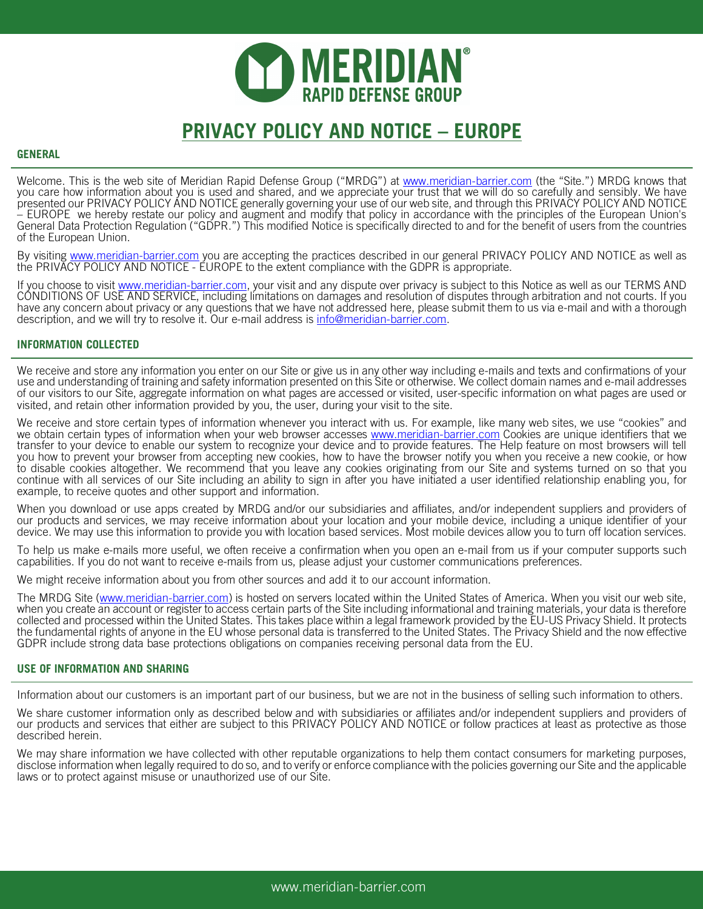# PRIVACY POLICY AND NOTICE – EUROPE

## GENERAL

Welcome. This is the web site of Meridian Rapid Defense Group ("MRDG") at www.meridian-barrier.com (the "Site.") MRDG knows that you care how information about you is used and shared, and we appreciate your trust that we will do so carefully and sensibly. We have presented our PRIVACY POLICY AND NOTICE generally governing your use of our web site, and through this PRIVACY POLICY AND NOTICE – EUROPE we hereby restate our policy and augment and modify that policy in accordance with the principles of the European Union's General Data Protection Regulation ("GDPR.") This modified Notice is specifically directed to and for the benefit of users from the countries of the European Union.

By visiting www.meridian-barrier.com you are accepting the practices described in our general PRIVACY POLICY AND NOTICE as well as the PRIVACY POLICY AND NOTICE - EUROPE to the extent compliance with the GDPR is appropriate.

If you choose to visit www.meridian-barrier.com, your visit and any dispute over privacy is subject to this Notice as well as our TERMS AND CONDITIONS OF USE AND SERVICE, including limitations on damages and resolution of disputes through arbitration and not courts. If you have any concern about privacy or any questions that we have not addressed here, please submit them to us via e-mail and with a thorough description, and we will try to resolve it. Our e-mail address is info@meridian-barrier.com.

## INFORMATION COLLECTED

We receive and store any information you enter on our Site or give us in any other way including e-mails and texts and confirmations of your use and understanding of training and safety information presented on this Site or otherwise. We collect domain names and e-mail addresses of our visitors to our Site, aggregate information on what pages are accessed or visited, user-specific information on what pages are used or visited, and retain other information provided by you, the user, during your visit to the site.

We receive and store certain types of information whenever you interact with us. For example, like many web sites, we use "cookies" and we obtain certain types of information when your web browser accesses www.meridian-barrier.com Cookies are unique identifiers that we transfer to your device to enable our system to recognize your device and to provide features. The Help feature on most browsers will tell you how to prevent your browser from accepting new cookies, how to have the browser notify you when you receive a new cookie, or how to disable cookies altogether. We recommend that you leave any cookies originating from our Site and systems turned on so that you continue with all services of our Site including an ability to sign in after you have initiated a user identified relationship enabling you, for example, to receive quotes and other support and information.

When you download or use apps created by MRDG and/or our subsidiaries and affiliates, and/or independent suppliers and providers of our products and services, we may receive information about your location and your mobile device, including a unique identifier of your device. We may use this information to provide you with location based services. Most mobile devices allow you to turn off location services.

To help us make e-mails more useful, we often receive a confirmation when you open an e-mail from us if your computer supports such capabilities. If you do not want to receive e-mails from us, please adjust your customer communications preferences.

We might receive information about you from other sources and add it to our account information.

The MRDG Site (www.meridian-barrier.com) is hosted on servers located within the United States of America. When you visit our web site, when you create an account or register to access certain parts of the Site including informational and training materials, your data is therefore collected and processed within the United States. This takes place within a legal framework provided by the EU-US Privacy Shield. It protects the fundamental rights of anyone in the EU whose personal data is transferred to the United States. The Privacy Shield and the now effective GDPR include strong data base protections obligations on companies receiving personal data from the EU.

## USE OF INFORMATION AND SHARING

Information about our customers is an important part of our business, but we are not in the business of selling such information to others.

We share customer information only as described below and with subsidiaries or affiliates and/or independent suppliers and providers of our products and services that either are subject to this PRIVACY POLICY AND NOTICE or follow practices at least as protective as those described herein.

We may share information we have collected with other reputable organizations to help them contact consumers for marketing purposes, disclose information when legally required to do so, and to verify or enforce compliance with the policies governing our Site and the applicable laws or to protect against misuse or unauthorized use of our Site.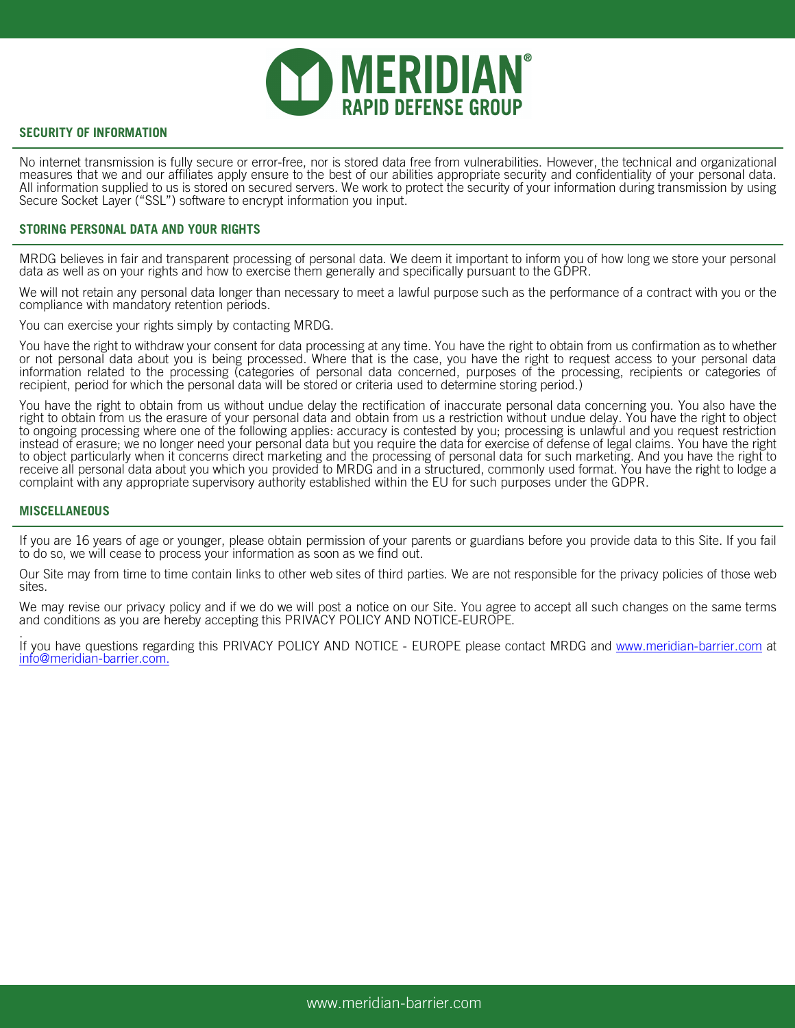## SECURITY OF INFORMATION

No internet transmission is fully secure or error-free, nor is stored data free from vulnerabilities. However, the technical and organizational measures that we and our affiliates apply ensure to the best of our abilities appropriate security and confidentiality of your personal data. All information supplied to us is stored on secured servers. We work to protect the security of your information during transmission by using Secure Socket Layer ("SSL") software to encrypt information you input.

## STORING PERSONAL DATA AND YOUR RIGHTS

MRDG believes in fair and transparent processing of personal data. We deem it important to inform you of how long we store your personal data as well as on your rights and how to exercise them generally and specifically pursuant to the GDPR.

We will not retain any personal data longer than necessary to meet a lawful purpose such as the performance of a contract with you or the compliance with mandatory retention periods.

You can exercise your rights simply by contacting MRDG.

You have the right to withdraw your consent for data processing at any time. You have the right to obtain from us confirmation as to whether or not personal data about you is being processed. Where that is the case, you have the right to request access to your personal data information related to the processing (categories of personal data concerned, purposes of the processing, recipients or categories of recipient, period for which the personal data will be stored or criteria used to determine storing period.)

You have the right to obtain from us without undue delay the rectification of inaccurate personal data concerning you. You also have the right to obtain from us the erasure of your personal data and obtain from us a restriction without undue delay. You have the right to object to ongoing processing where one of the following applies: accuracy is contested by you; processing is unlawful and you request restriction instead of erasure; we no longer need your personal data but you require the data for exercise of defense of legal claims. You have the right to object particularly when it concerns direct marketing and the processing of personal data for such marketing. And you have the right to receive all personal data about you which you provided to MRDG and in a structured, commonly used format. You have the right to lodge a complaint with any appropriate supervisory authority established within the EU for such purposes under the GDPR.

## MISCELLANEOUS

If you are 16 years of age or younger, please obtain permission of your parents or guardians before you provide data to this Site. If you fail to do so, we will cease to process your information as soon as we find out.

Our Site may from time to time contain links to other web sites of third parties. We are not responsible for the privacy policies of those web sites.

We may revise our privacy policy and if we do we will post a notice on our Site. You agree to accept all such changes on the same terms and conditions as you are hereby accepting this PRIVACY POLICY AND NOTICE-EUROPE.

.
If you have questions regarding this PRIVACY POLICY AND NOTICE - EUROPE please contact MRDG and www.meridian-barrier.com at info@meridian-barrier.com.